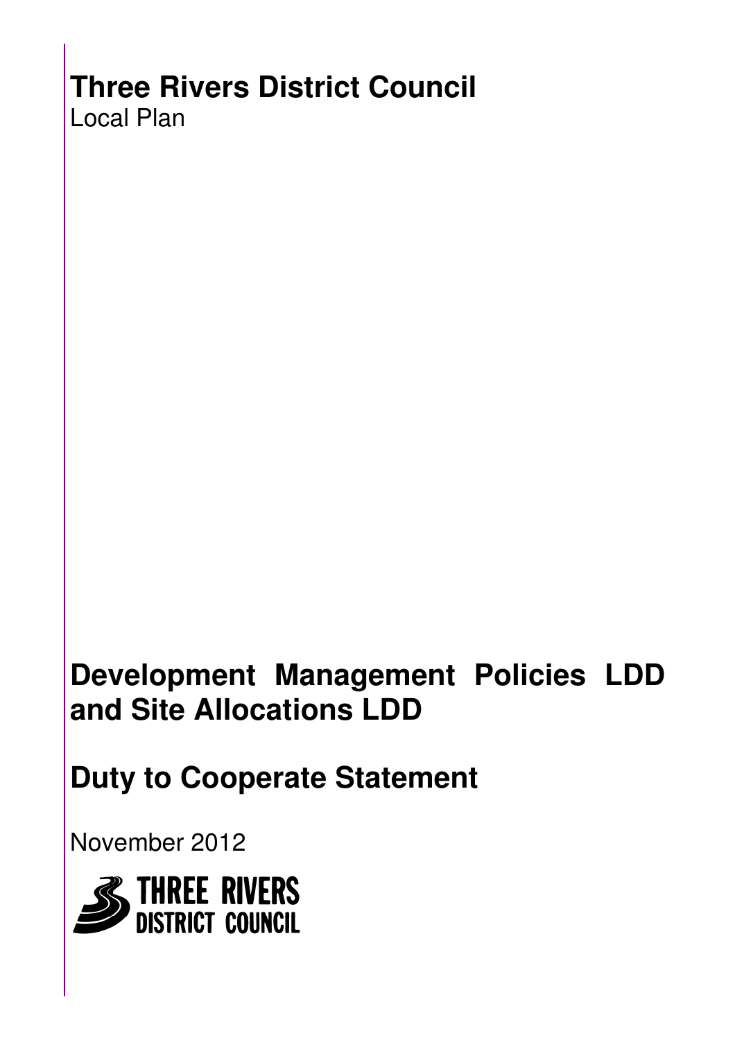# Three Rivers District Council

Local Plan

# Development Management Policies LDD and Site Allocations LDD

# Duty to Cooperate Statement

November 2012

THREE RIVERS DISTRICT COUNCIL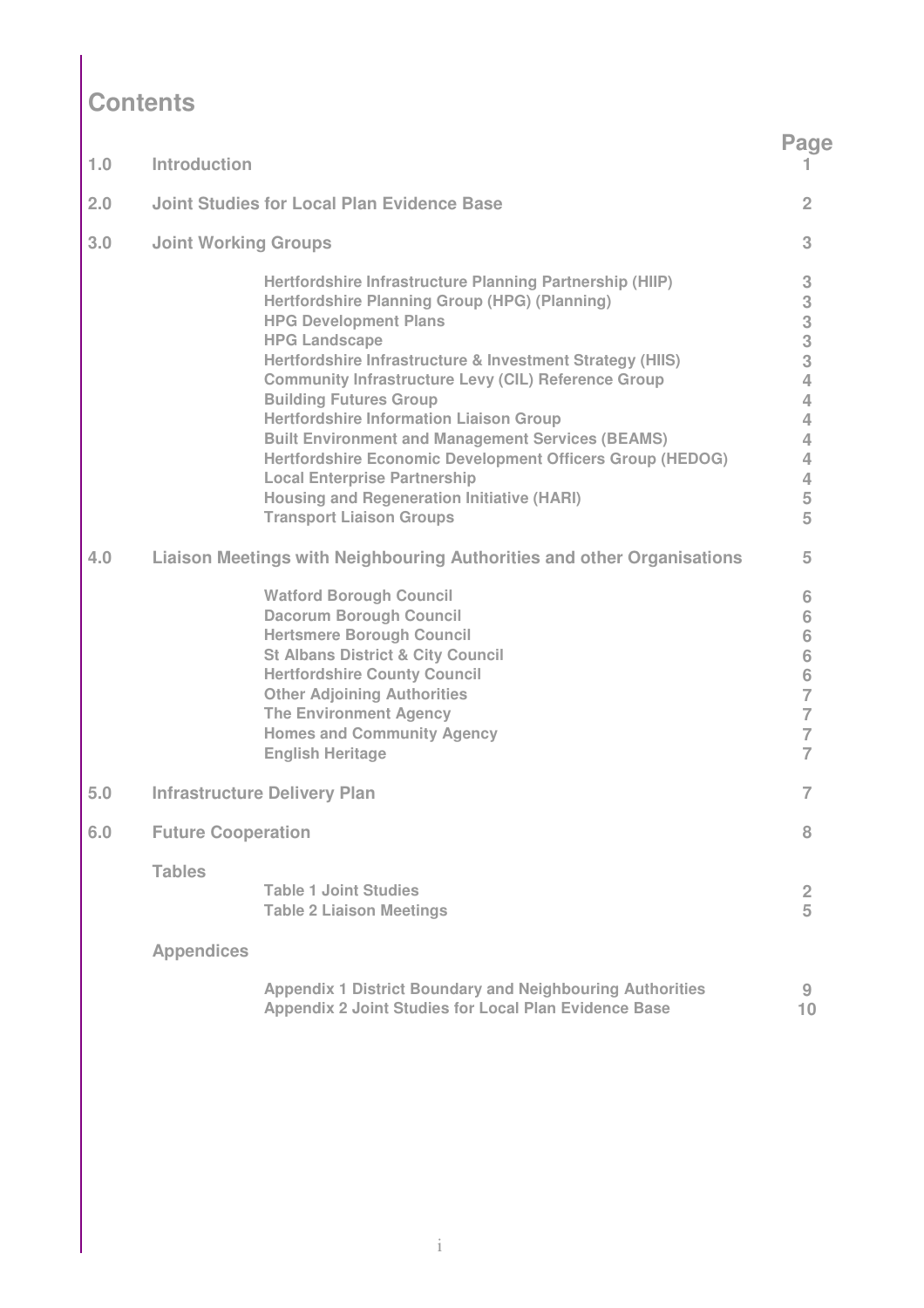# Contents

| | | Page |
|---|---|---|
| 1.0 | Introduction | 1 |
| 2.0 | Joint Studies for Local Plan Evidence Base | 2 |
| 3.0 | Joint Working Groups | 3 |
| | Hertfordshire Infrastructure Planning Partnership (HIIP) | 3 |
| | Hertfordshire Planning Group (HPG) (Planning) | 3 |
| | HPG Development Plans | 3 |
| | HPG Landscape | 3 |
| | Hertfordshire Infrastructure & Investment Strategy (HIIS) | 3 |
| | Community Infrastructure Levy (CIL) Reference Group | 4 |
| | Building Futures Group | 4 |
| | Hertfordshire Information Liaison Group | 4 |
| | Built Environment and Management Services (BEAMS) | 4 |
| | Hertfordshire Economic Development Officers Group (HEDOG) | 4 |
| | Local Enterprise Partnership | 4 |
| | Housing and Regeneration Initiative (HARI) | 5 |
| | Transport Liaison Groups | 5 |
| 4.0 | Liaison Meetings with Neighbouring Authorities and other Organisations | 5 |
| | Watford Borough Council | 6 |
| | Dacorum Borough Council | 6 |
| | Hertsmere Borough Council | 6 |
| | St Albans District & City Council | 6 |
| | Hertfordshire County Council | 6 |
| | Other Adjoining Authorities | 7 |
| | The Environment Agency | 7 |
| | Homes and Community Agency | 7 |
| | English Heritage | 7 |
| 5.0 | Infrastructure Delivery Plan | 7 |
| 6.0 | Future Cooperation | 8 |
| | **Tables** | |
| | Table 1 Joint Studies | 2 |
| | Table 2 Liaison Meetings | 5 |
| | **Appendices** | |
| | Appendix 1 District Boundary and Neighbouring Authorities | 9 |
| | Appendix 2 Joint Studies for Local Plan Evidence Base | 10 |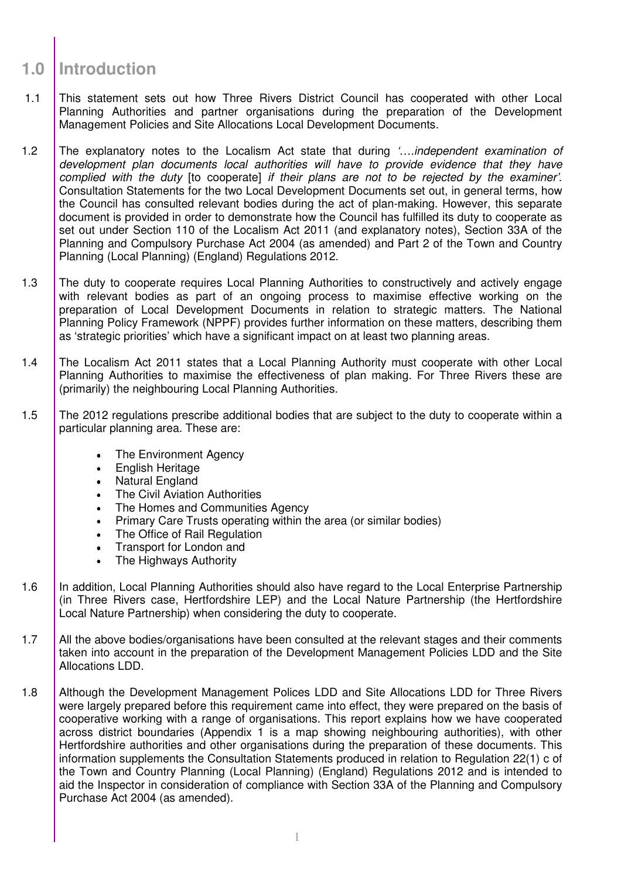# 1.0 Introduction

1.1 This statement sets out how Three Rivers District Council has cooperated with other Local Planning Authorities and partner organisations during the preparation of the Development Management Policies and Site Allocations Local Development Documents.

1.2 The explanatory notes to the Localism Act state that during *'….independent examination of development plan documents local authorities will have to provide evidence that they have complied with the duty* [to cooperate] *if their plans are not to be rejected by the examiner'*. Consultation Statements for the two Local Development Documents set out, in general terms, how the Council has consulted relevant bodies during the act of plan-making. However, this separate document is provided in order to demonstrate how the Council has fulfilled its duty to cooperate as set out under Section 110 of the Localism Act 2011 (and explanatory notes), Section 33A of the Planning and Compulsory Purchase Act 2004 (as amended) and Part 2 of the Town and Country Planning (Local Planning) (England) Regulations 2012.

1.3 The duty to cooperate requires Local Planning Authorities to constructively and actively engage with relevant bodies as part of an ongoing process to maximise effective working on the preparation of Local Development Documents in relation to strategic matters. The National Planning Policy Framework (NPPF) provides further information on these matters, describing them as 'strategic priorities' which have a significant impact on at least two planning areas.

1.4 The Localism Act 2011 states that a Local Planning Authority must cooperate with other Local Planning Authorities to maximise the effectiveness of plan making. For Three Rivers these are (primarily) the neighbouring Local Planning Authorities.

1.5 The 2012 regulations prescribe additional bodies that are subject to the duty to cooperate within a particular planning area. These are:

- The Environment Agency
- English Heritage
- Natural England
- The Civil Aviation Authorities
- The Homes and Communities Agency
- Primary Care Trusts operating within the area (or similar bodies)
- The Office of Rail Regulation
- Transport for London and
- The Highways Authority

1.6 In addition, Local Planning Authorities should also have regard to the Local Enterprise Partnership (in Three Rivers case, Hertfordshire LEP) and the Local Nature Partnership (the Hertfordshire Local Nature Partnership) when considering the duty to cooperate.

1.7 All the above bodies/organisations have been consulted at the relevant stages and their comments taken into account in the preparation of the Development Management Policies LDD and the Site Allocations LDD.

1.8 Although the Development Management Polices LDD and Site Allocations LDD for Three Rivers were largely prepared before this requirement came into effect, they were prepared on the basis of cooperative working with a range of organisations. This report explains how we have cooperated across district boundaries (Appendix 1 is a map showing neighbouring authorities), with other Hertfordshire authorities and other organisations during the preparation of these documents. This information supplements the Consultation Statements produced in relation to Regulation 22(1) c of the Town and Country Planning (Local Planning) (England) Regulations 2012 and is intended to aid the Inspector in consideration of compliance with Section 33A of the Planning and Compulsory Purchase Act 2004 (as amended).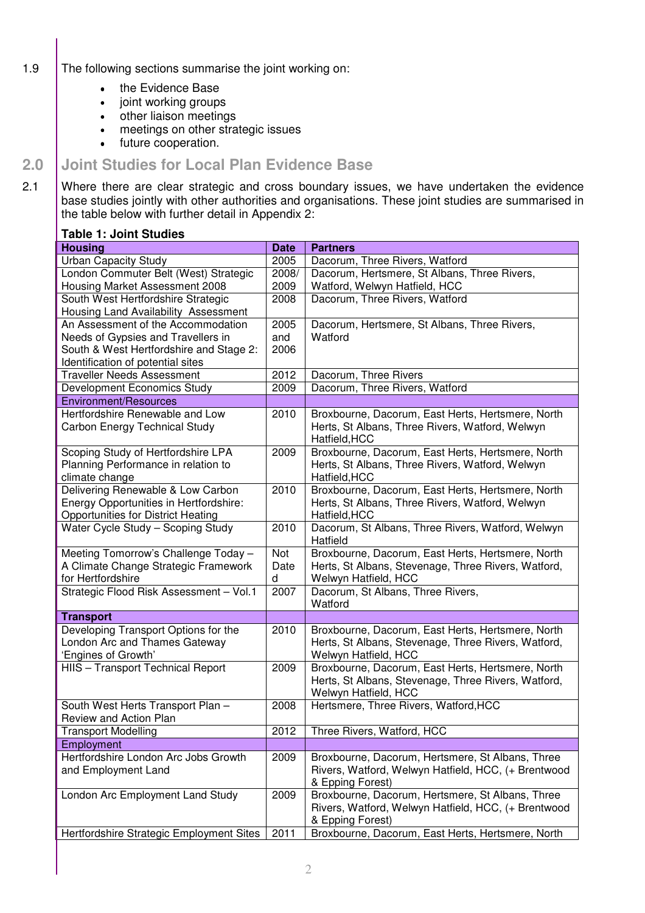1.9 The following sections summarise the joint working on:

- the Evidence Base
- joint working groups
- other liaison meetings
- meetings on other strategic issues
- future cooperation.

## 2.0 Joint Studies for Local Plan Evidence Base

2.1 Where there are clear strategic and cross boundary issues, we have undertaken the evidence base studies jointly with other authorities and organisations. These joint studies are summarised in the table below with further detail in Appendix 2:

**Table 1: Joint Studies**

| **Housing** | **Date** | **Partners** |
|---|---|---|
| Urban Capacity Study | 2005 | Dacorum, Three Rivers, Watford |
| London Commuter Belt (West) Strategic Housing Market Assessment 2008 | 2008/ 2009 | Dacorum, Hertsmere, St Albans, Three Rivers, Watford, Welwyn Hatfield, HCC |
| South West Hertfordshire Strategic Housing Land Availability Assessment | 2008 | Dacorum, Three Rivers, Watford |
| An Assessment of the Accommodation Needs of Gypsies and Travellers in South & West Hertfordshire and Stage 2: Identification of potential sites | 2005 and 2006 | Dacorum, Hertsmere, St Albans, Three Rivers, Watford |
| Traveller Needs Assessment | 2012 | Dacorum, Three Rivers |
| Development Economics Study | 2009 | Dacorum, Three Rivers, Watford |
| Environment/Resources | | |
| Hertfordshire Renewable and Low Carbon Energy Technical Study | 2010 | Broxbourne, Dacorum, East Herts, Hertsmere, North Herts, St Albans, Three Rivers, Watford, Welwyn Hatfield,HCC |
| Scoping Study of Hertfordshire LPA Planning Performance in relation to climate change | 2009 | Broxbourne, Dacorum, East Herts, Hertsmere, North Herts, St Albans, Three Rivers, Watford, Welwyn Hatfield,HCC |
| Delivering Renewable & Low Carbon Energy Opportunities in Hertfordshire: Opportunities for District Heating | 2010 | Broxbourne, Dacorum, East Herts, Hertsmere, North Herts, St Albans, Three Rivers, Watford, Welwyn Hatfield,HCC |
| Water Cycle Study – Scoping Study | 2010 | Dacorum, St Albans, Three Rivers, Watford, Welwyn Hatfield |
| Meeting Tomorrow's Challenge Today – A Climate Change Strategic Framework for Hertfordshire | Not Dated | Broxbourne, Dacorum, East Herts, Hertsmere, North Herts, St Albans, Stevenage, Three Rivers, Watford, Welwyn Hatfield, HCC |
| Strategic Flood Risk Assessment – Vol.1 | 2007 | Dacorum, St Albans, Three Rivers, Watford |
| **Transport** | | |
| Developing Transport Options for the London Arc and Thames Gateway 'Engines of Growth' | 2010 | Broxbourne, Dacorum, East Herts, Hertsmere, North Herts, St Albans, Stevenage, Three Rivers, Watford, Welwyn Hatfield, HCC |
| HIIS – Transport Technical Report | 2009 | Broxbourne, Dacorum, East Herts, Hertsmere, North Herts, St Albans, Stevenage, Three Rivers, Watford, Welwyn Hatfield, HCC |
| South West Herts Transport Plan – Review and Action Plan | 2008 | Hertsmere, Three Rivers, Watford,HCC |
| Transport Modelling | 2012 | Three Rivers, Watford, HCC |
| Employment | | |
| Hertfordshire London Arc Jobs Growth and Employment Land | 2009 | Broxbourne, Dacorum, Hertsmere, St Albans, Three Rivers, Watford, Welwyn Hatfield, HCC, (+ Brentwood & Epping Forest) |
| London Arc Employment Land Study | 2009 | Broxbourne, Dacorum, Hertsmere, St Albans, Three Rivers, Watford, Welwyn Hatfield, HCC, (+ Brentwood & Epping Forest) |
| Hertfordshire Strategic Employment Sites | 2011 | Broxbourne, Dacorum, East Herts, Hertsmere, North |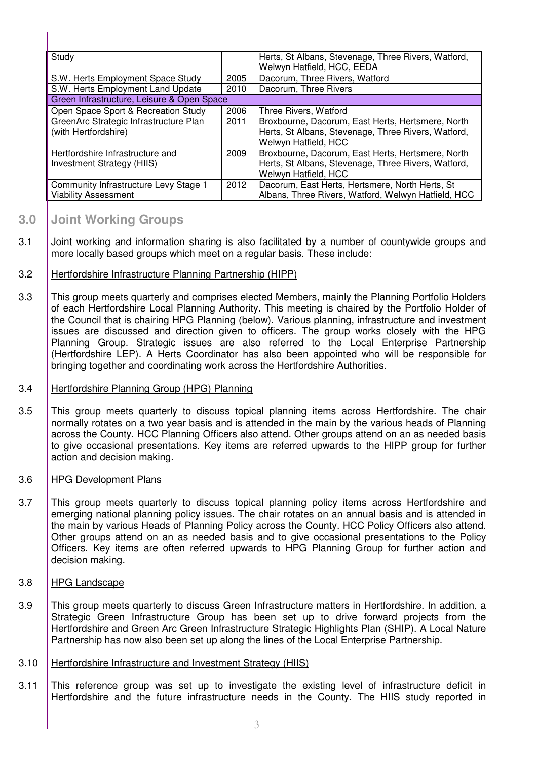| Study | | Herts, St Albans, Stevenage, Three Rivers, Watford, Welwyn Hatfield, HCC, EEDA |
|---|---|---|
| S.W. Herts Employment Space Study | 2005 | Dacorum, Three Rivers, Watford |
| S.W. Herts Employment Land Update | 2010 | Dacorum, Three Rivers |
| **Green Infrastructure, Leisure & Open Space** | | |
| Open Space Sport & Recreation Study | 2006 | Three Rivers, Watford |
| GreenArc Strategic Infrastructure Plan (with Hertfordshire) | 2011 | Broxbourne, Dacorum, East Herts, Hertsmere, North Herts, St Albans, Stevenage, Three Rivers, Watford, Welwyn Hatfield, HCC |
| Hertfordshire Infrastructure and Investment Strategy (HIIS) | 2009 | Broxbourne, Dacorum, East Herts, Hertsmere, North Herts, St Albans, Stevenage, Three Rivers, Watford, Welwyn Hatfield, HCC |
| Community Infrastructure Levy Stage 1 Viability Assessment | 2012 | Dacorum, East Herts, Hertsmere, North Herts, St Albans, Three Rivers, Watford, Welwyn Hatfield, HCC |

## 3.0 Joint Working Groups

3.1 Joint working and information sharing is also facilitated by a number of countywide groups and more locally based groups which meet on a regular basis. These include:

3.2 Hertfordshire Infrastructure Planning Partnership (HIPP)

3.3 This group meets quarterly and comprises elected Members, mainly the Planning Portfolio Holders of each Hertfordshire Local Planning Authority. This meeting is chaired by the Portfolio Holder of the Council that is chairing HPG Planning (below). Various planning, infrastructure and investment issues are discussed and direction given to officers. The group works closely with the HPG Planning Group. Strategic issues are also referred to the Local Enterprise Partnership (Hertfordshire LEP). A Herts Coordinator has also been appointed who will be responsible for bringing together and coordinating work across the Hertfordshire Authorities.

3.4 Hertfordshire Planning Group (HPG) Planning

3.5 This group meets quarterly to discuss topical planning items across Hertfordshire. The chair normally rotates on a two year basis and is attended in the main by the various heads of Planning across the County. HCC Planning Officers also attend. Other groups attend on an as needed basis to give occasional presentations. Key items are referred upwards to the HIPP group for further action and decision making.

3.6 HPG Development Plans

3.7 This group meets quarterly to discuss topical planning policy items across Hertfordshire and emerging national planning policy issues. The chair rotates on an annual basis and is attended in the main by various Heads of Planning Policy across the County. HCC Policy Officers also attend. Other groups attend on an as needed basis and to give occasional presentations to the Policy Officers. Key items are often referred upwards to HPG Planning Group for further action and decision making.

3.8 HPG Landscape

3.9 This group meets quarterly to discuss Green Infrastructure matters in Hertfordshire. In addition, a Strategic Green Infrastructure Group has been set up to drive forward projects from the Hertfordshire and Green Arc Green Infrastructure Strategic Highlights Plan (SHIP). A Local Nature Partnership has now also been set up along the lines of the Local Enterprise Partnership.

3.10 Hertfordshire Infrastructure and Investment Strategy (HIIS)

3.11 This reference group was set up to investigate the existing level of infrastructure deficit in Hertfordshire and the future infrastructure needs in the County. The HIIS study reported in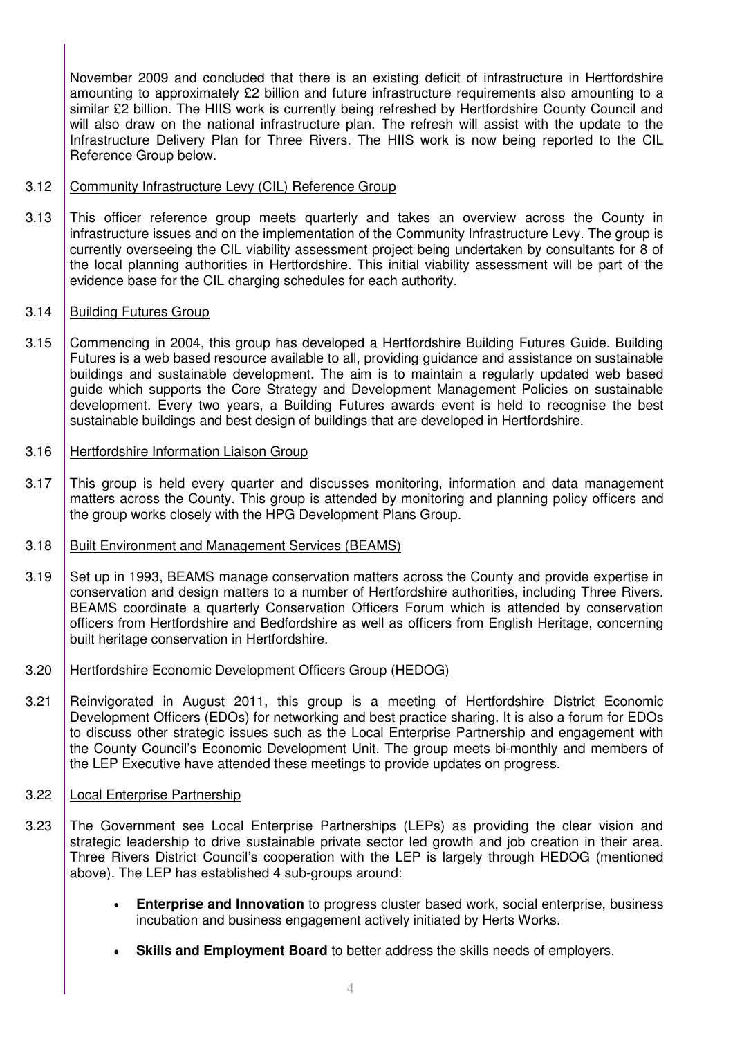November 2009 and concluded that there is an existing deficit of infrastructure in Hertfordshire amounting to approximately £2 billion and future infrastructure requirements also amounting to a similar £2 billion. The HIIS work is currently being refreshed by Hertfordshire County Council and will also draw on the national infrastructure plan. The refresh will assist with the update to the Infrastructure Delivery Plan for Three Rivers. The HIIS work is now being reported to the CIL Reference Group below.

3.12 Community Infrastructure Levy (CIL) Reference Group

3.13 This officer reference group meets quarterly and takes an overview across the County in infrastructure issues and on the implementation of the Community Infrastructure Levy. The group is currently overseeing the CIL viability assessment project being undertaken by consultants for 8 of the local planning authorities in Hertfordshire. This initial viability assessment will be part of the evidence base for the CIL charging schedules for each authority.

3.14 Building Futures Group

3.15 Commencing in 2004, this group has developed a Hertfordshire Building Futures Guide. Building Futures is a web based resource available to all, providing guidance and assistance on sustainable buildings and sustainable development. The aim is to maintain a regularly updated web based guide which supports the Core Strategy and Development Management Policies on sustainable development. Every two years, a Building Futures awards event is held to recognise the best sustainable buildings and best design of buildings that are developed in Hertfordshire.

3.16 Hertfordshire Information Liaison Group

3.17 This group is held every quarter and discusses monitoring, information and data management matters across the County. This group is attended by monitoring and planning policy officers and the group works closely with the HPG Development Plans Group.

3.18 Built Environment and Management Services (BEAMS)

3.19 Set up in 1993, BEAMS manage conservation matters across the County and provide expertise in conservation and design matters to a number of Hertfordshire authorities, including Three Rivers. BEAMS coordinate a quarterly Conservation Officers Forum which is attended by conservation officers from Hertfordshire and Bedfordshire as well as officers from English Heritage, concerning built heritage conservation in Hertfordshire.

3.20 Hertfordshire Economic Development Officers Group (HEDOG)

3.21 Reinvigorated in August 2011, this group is a meeting of Hertfordshire District Economic Development Officers (EDOs) for networking and best practice sharing. It is also a forum for EDOs to discuss other strategic issues such as the Local Enterprise Partnership and engagement with the County Council's Economic Development Unit. The group meets bi-monthly and members of the LEP Executive have attended these meetings to provide updates on progress.

3.22 Local Enterprise Partnership

3.23 The Government see Local Enterprise Partnerships (LEPs) as providing the clear vision and strategic leadership to drive sustainable private sector led growth and job creation in their area. Three Rivers District Council's cooperation with the LEP is largely through HEDOG (mentioned above). The LEP has established 4 sub-groups around:

- **Enterprise and Innovation** to progress cluster based work, social enterprise, business incubation and business engagement actively initiated by Herts Works.
- **Skills and Employment Board** to better address the skills needs of employers.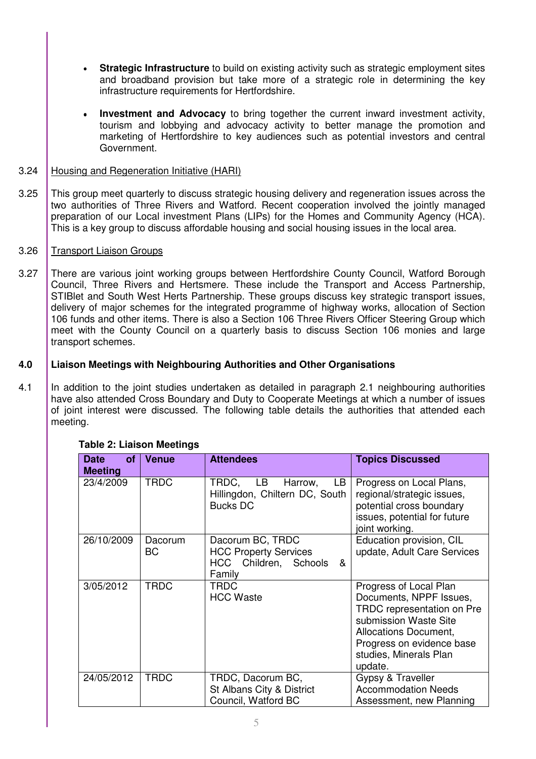- **Strategic Infrastructure** to build on existing activity such as strategic employment sites and broadband provision but take more of a strategic role in determining the key infrastructure requirements for Hertfordshire.

- **Investment and Advocacy** to bring together the current inward investment activity, tourism and lobbying and advocacy activity to better manage the promotion and marketing of Hertfordshire to key audiences such as potential investors and central Government.

3.24 Housing and Regeneration Initiative (HARI)

3.25 This group meet quarterly to discuss strategic housing delivery and regeneration issues across the two authorities of Three Rivers and Watford. Recent cooperation involved the jointly managed preparation of our Local investment Plans (LIPs) for the Homes and Community Agency (HCA). This is a key group to discuss affordable housing and social housing issues in the local area.

3.26 Transport Liaison Groups

3.27 There are various joint working groups between Hertfordshire County Council, Watford Borough Council, Three Rivers and Hertsmere. These include the Transport and Access Partnership, STIBlet and South West Herts Partnership. These groups discuss key strategic transport issues, delivery of major schemes for the integrated programme of highway works, allocation of Section 106 funds and other items. There is also a Section 106 Three Rivers Officer Steering Group which meet with the County Council on a quarterly basis to discuss Section 106 monies and large transport schemes.

## 4.0 Liaison Meetings with Neighbouring Authorities and Other Organisations

4.1 In addition to the joint studies undertaken as detailed in paragraph 2.1 neighbouring authorities have also attended Cross Boundary and Duty to Cooperate Meetings at which a number of issues of joint interest were discussed. The following table details the authorities that attended each meeting.

**Table 2: Liaison Meetings**

| Date of Meeting | Venue | Attendees | Topics Discussed |
|---|---|---|---|
| 23/4/2009 | TRDC | TRDC, LB Harrow, LB Hillingdon, Chiltern DC, South Bucks DC | Progress on Local Plans, regional/strategic issues, potential cross boundary issues, potential for future joint working. |
| 26/10/2009 | Dacorum BC | Dacorum BC, TRDC HCC Property Services HCC Children, Schools & Family | Education provision, CIL update, Adult Care Services |
| 3/05/2012 | TRDC | TRDC HCC Waste | Progress of Local Plan Documents, NPPF Issues, TRDC representation on Pre submission Waste Site Allocations Document, Progress on evidence base studies, Minerals Plan update. |
| 24/05/2012 | TRDC | TRDC, Dacorum BC, St Albans City & District Council, Watford BC | Gypsy & Traveller Accommodation Needs Assessment, new Planning |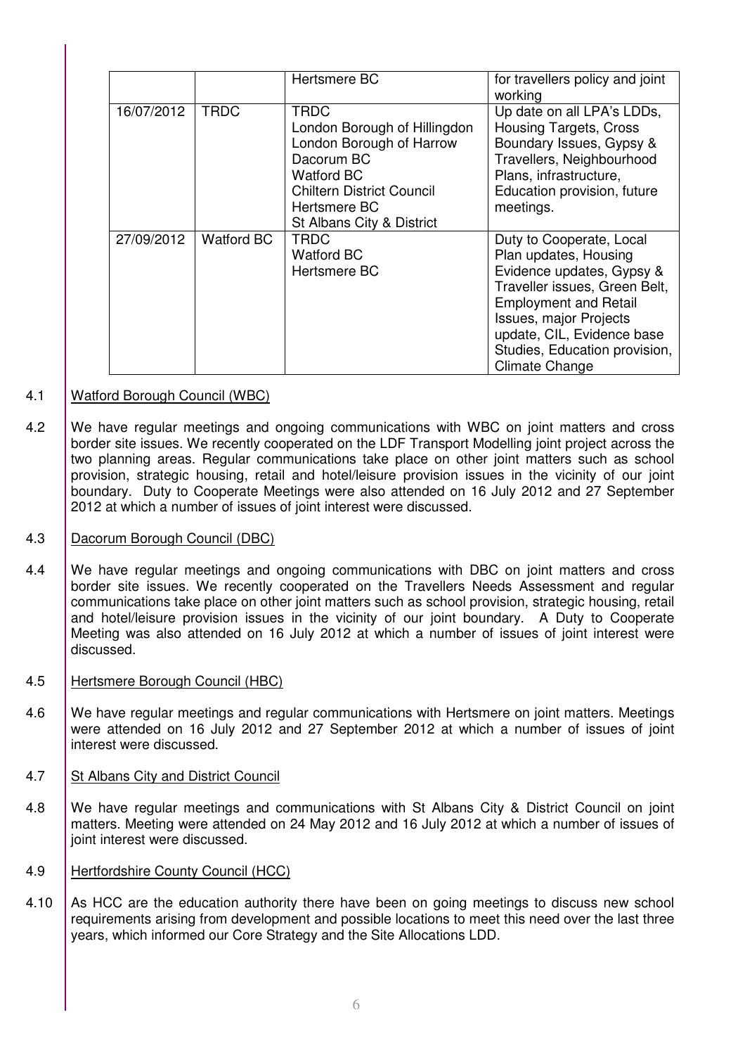| | | Hertsmere BC | for travellers policy and joint working |
|---|---|---|---|
| 16/07/2012 | TRDC | TRDC<br>London Borough of Hillingdon<br>London Borough of Harrow<br>Dacorum BC<br>Watford BC<br>Chiltern District Council<br>Hertsmere BC<br>St Albans City & District | Up date on all LPA's LDDs, Housing Targets, Cross Boundary Issues, Gypsy & Travellers, Neighbourhood Plans, infrastructure, Education provision, future meetings. |
| 27/09/2012 | Watford BC | TRDC<br>Watford BC<br>Hertsmere BC | Duty to Cooperate, Local Plan updates, Housing Evidence updates, Gypsy & Traveller issues, Green Belt, Employment and Retail Issues, major Projects update, CIL, Evidence base Studies, Education provision, Climate Change |

4.1 <u>Watford Borough Council (WBC)</u>

4.2 We have regular meetings and ongoing communications with WBC on joint matters and cross border site issues. We recently cooperated on the LDF Transport Modelling joint project across the two planning areas. Regular communications take place on other joint matters such as school provision, strategic housing, retail and hotel/leisure provision issues in the vicinity of our joint boundary. Duty to Cooperate Meetings were also attended on 16 July 2012 and 27 September 2012 at which a number of issues of joint interest were discussed.

4.3 <u>Dacorum Borough Council (DBC)</u>

4.4 We have regular meetings and ongoing communications with DBC on joint matters and cross border site issues. We recently cooperated on the Travellers Needs Assessment and regular communications take place on other joint matters such as school provision, strategic housing, retail and hotel/leisure provision issues in the vicinity of our joint boundary. A Duty to Cooperate Meeting was also attended on 16 July 2012 at which a number of issues of joint interest were discussed.

4.5 <u>Hertsmere Borough Council (HBC)</u>

4.6 We have regular meetings and regular communications with Hertsmere on joint matters. Meetings were attended on 16 July 2012 and 27 September 2012 at which a number of issues of joint interest were discussed.

4.7 <u>St Albans City and District Council</u>

4.8 We have regular meetings and communications with St Albans City & District Council on joint matters. Meeting were attended on 24 May 2012 and 16 July 2012 at which a number of issues of joint interest were discussed.

4.9 <u>Hertfordshire County Council (HCC)</u>

4.10 As HCC are the education authority there have been on going meetings to discuss new school requirements arising from development and possible locations to meet this need over the last three years, which informed our Core Strategy and the Site Allocations LDD.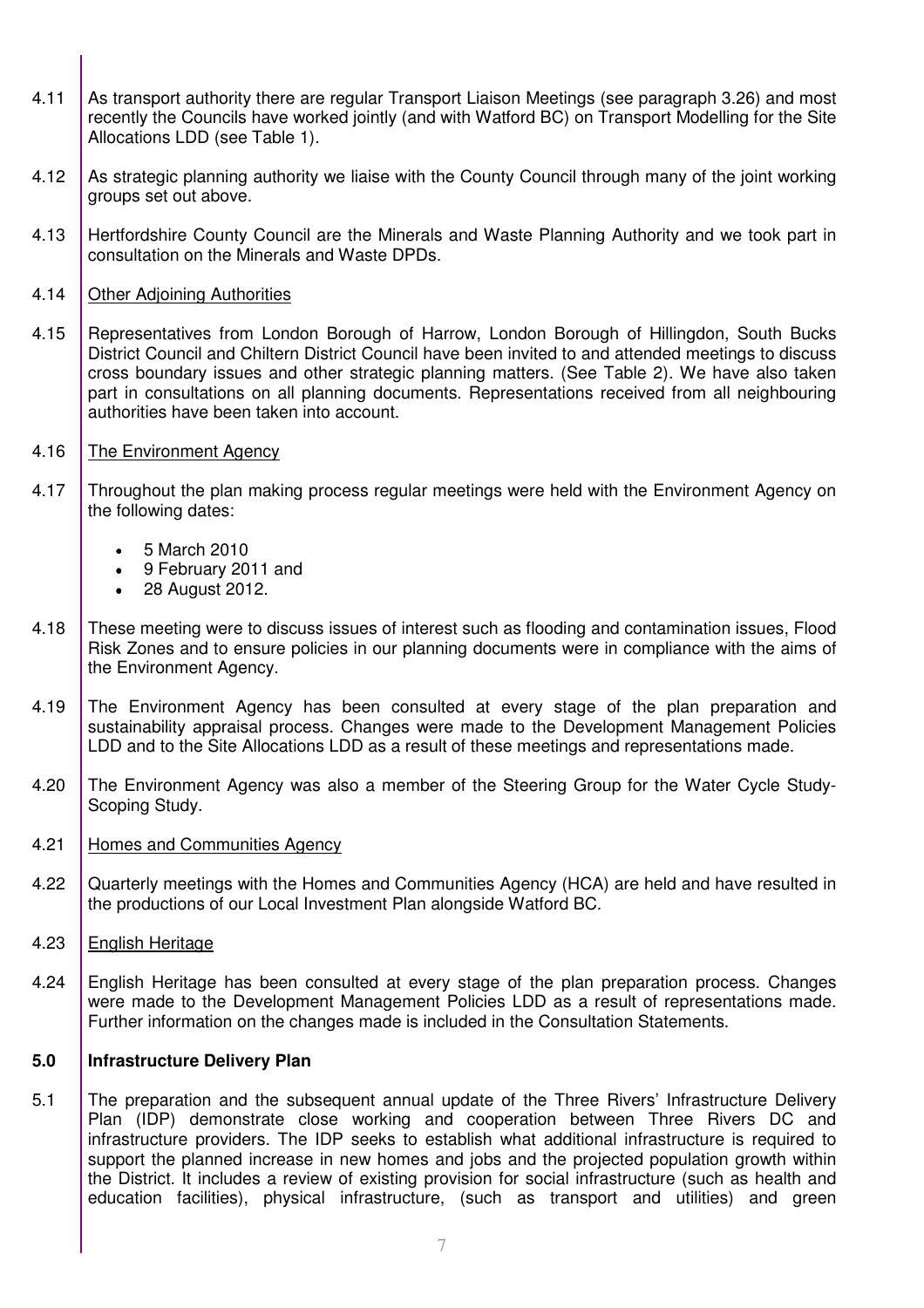4.11 As transport authority there are regular Transport Liaison Meetings (see paragraph 3.26) and most recently the Councils have worked jointly (and with Watford BC) on Transport Modelling for the Site Allocations LDD (see Table 1).

4.12 As strategic planning authority we liaise with the County Council through many of the joint working groups set out above.

4.13 Hertfordshire County Council are the Minerals and Waste Planning Authority and we took part in consultation on the Minerals and Waste DPDs.

4.14 Other Adjoining Authorities

4.15 Representatives from London Borough of Harrow, London Borough of Hillingdon, South Bucks District Council and Chiltern District Council have been invited to and attended meetings to discuss cross boundary issues and other strategic planning matters. (See Table 2). We have also taken part in consultations on all planning documents. Representations received from all neighbouring authorities have been taken into account.

4.16 The Environment Agency

4.17 Throughout the plan making process regular meetings were held with the Environment Agency on the following dates:

- 5 March 2010
- 9 February 2011 and
- 28 August 2012.

4.18 These meeting were to discuss issues of interest such as flooding and contamination issues, Flood Risk Zones and to ensure policies in our planning documents were in compliance with the aims of the Environment Agency.

4.19 The Environment Agency has been consulted at every stage of the plan preparation and sustainability appraisal process. Changes were made to the Development Management Policies LDD and to the Site Allocations LDD as a result of these meetings and representations made.

4.20 The Environment Agency was also a member of the Steering Group for the Water Cycle Study-Scoping Study.

4.21 Homes and Communities Agency

4.22 Quarterly meetings with the Homes and Communities Agency (HCA) are held and have resulted in the productions of our Local Investment Plan alongside Watford BC.

4.23 English Heritage

4.24 English Heritage has been consulted at every stage of the plan preparation process. Changes were made to the Development Management Policies LDD as a result of representations made. Further information on the changes made is included in the Consultation Statements.

## 5.0 Infrastructure Delivery Plan

5.1 The preparation and the subsequent annual update of the Three Rivers' Infrastructure Delivery Plan (IDP) demonstrate close working and cooperation between Three Rivers DC and infrastructure providers. The IDP seeks to establish what additional infrastructure is required to support the planned increase in new homes and jobs and the projected population growth within the District. It includes a review of existing provision for social infrastructure (such as health and education facilities), physical infrastructure, (such as transport and utilities) and green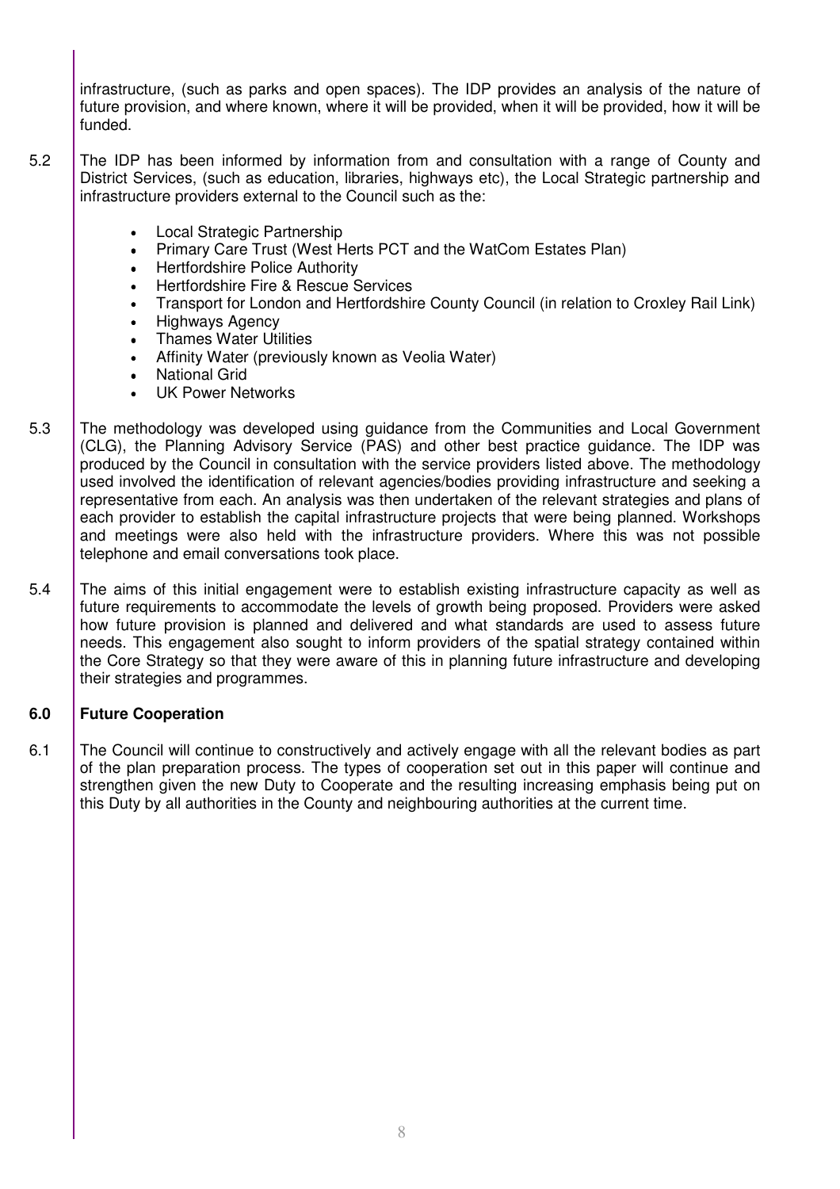infrastructure, (such as parks and open spaces). The IDP provides an analysis of the nature of future provision, and where known, where it will be provided, when it will be provided, how it will be funded.

5.2 The IDP has been informed by information from and consultation with a range of County and District Services, (such as education, libraries, highways etc), the Local Strategic partnership and infrastructure providers external to the Council such as the:

- Local Strategic Partnership
- Primary Care Trust (West Herts PCT and the WatCom Estates Plan)
- Hertfordshire Police Authority
- Hertfordshire Fire & Rescue Services
- Transport for London and Hertfordshire County Council (in relation to Croxley Rail Link)
- Highways Agency
- Thames Water Utilities
- Affinity Water (previously known as Veolia Water)
- National Grid
- UK Power Networks

5.3 The methodology was developed using guidance from the Communities and Local Government (CLG), the Planning Advisory Service (PAS) and other best practice guidance. The IDP was produced by the Council in consultation with the service providers listed above. The methodology used involved the identification of relevant agencies/bodies providing infrastructure and seeking a representative from each. An analysis was then undertaken of the relevant strategies and plans of each provider to establish the capital infrastructure projects that were being planned. Workshops and meetings were also held with the infrastructure providers. Where this was not possible telephone and email conversations took place.

5.4 The aims of this initial engagement were to establish existing infrastructure capacity as well as future requirements to accommodate the levels of growth being proposed. Providers were asked how future provision is planned and delivered and what standards are used to assess future needs. This engagement also sought to inform providers of the spatial strategy contained within the Core Strategy so that they were aware of this in planning future infrastructure and developing their strategies and programmes.

## 6.0 Future Cooperation

6.1 The Council will continue to constructively and actively engage with all the relevant bodies as part of the plan preparation process. The types of cooperation set out in this paper will continue and strengthen given the new Duty to Cooperate and the resulting increasing emphasis being put on this Duty by all authorities in the County and neighbouring authorities at the current time.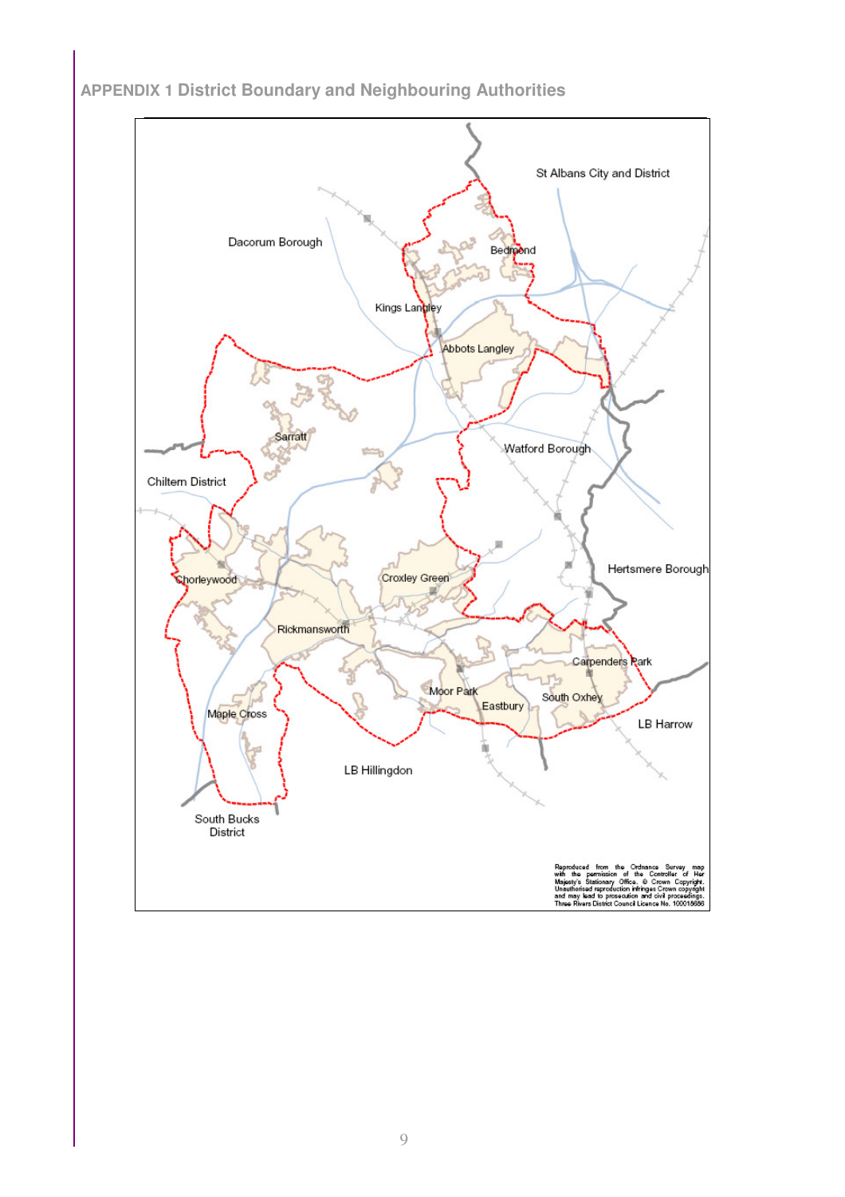## APPENDIX 1 District Boundary and Neighbouring Authorities

St Albans City and District

Dacorum Borough

Bedmond

Kings Langley

Abbots Langley

Sarratt

Watford Borough

Chiltern District

Hertsmere Borough

Chorleywood

Croxley Green

Rickmansworth

Carpenders Park

Moor Park

Eastbury

South Oxhey

LB Harrow

Maple Cross

LB Hillingdon

South Bucks District

Reproduced from the Ordnance Survey map with the permission of the Controller of Her Majesty's Stationary Office. © Crown Copyright. Unauthorised reproduction infringes Crown copyright and may lead to prosecution and civil proceedings. Three Rivers District Council Licence No. 100018686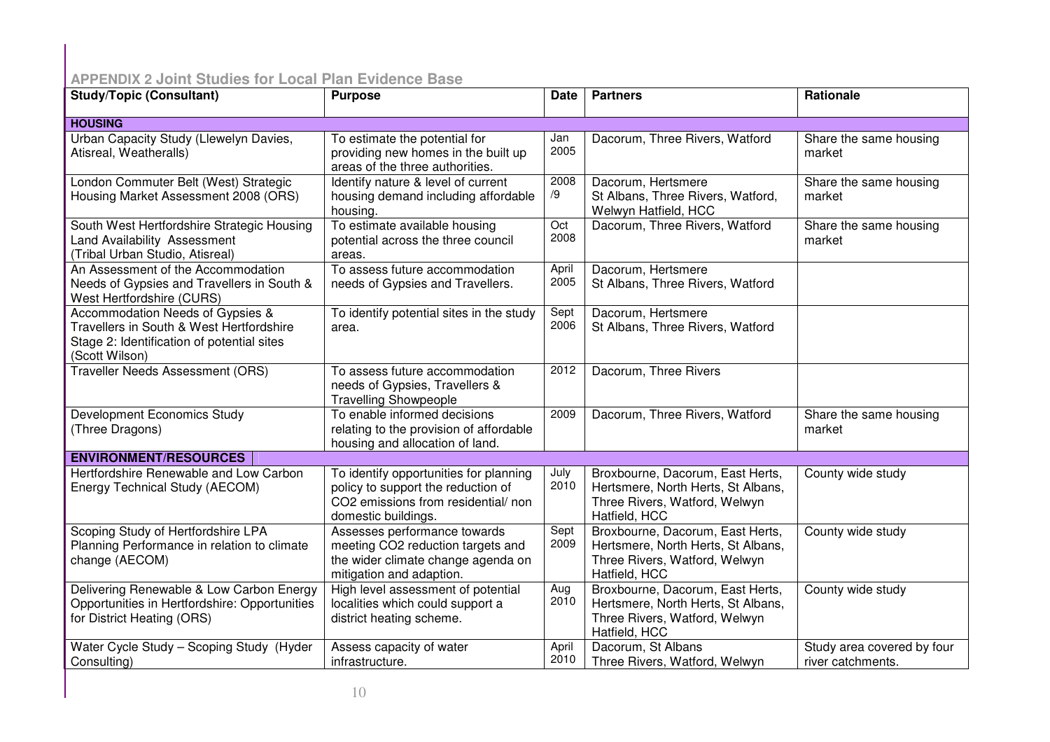**APPENDIX 2 Joint Studies for Local Plan Evidence Base**

| Study/Topic (Consultant) | Purpose | Date | Partners | Rationale |
|---|---|---|---|---|
| **HOUSING** | | | | |
| Urban Capacity Study (Llewelyn Davies, Atisreal, Weatheralls) | To estimate the potential for providing new homes in the built up areas of the three authorities. | Jan 2005 | Dacorum, Three Rivers, Watford | Share the same housing market |
| London Commuter Belt (West) Strategic Housing Market Assessment 2008 (ORS) | Identify nature & level of current housing demand including affordable housing. | 2008 /9 | Dacorum, Hertsmere St Albans, Three Rivers, Watford, Welwyn Hatfield, HCC | Share the same housing market |
| South West Hertfordshire Strategic Housing Land Availability Assessment (Tribal Urban Studio, Atisreal) | To estimate available housing potential across the three council areas. | Oct 2008 | Dacorum, Three Rivers, Watford | Share the same housing market |
| An Assessment of the Accommodation Needs of Gypsies and Travellers in South & West Hertfordshire (CURS) | To assess future accommodation needs of Gypsies and Travellers. | April 2005 | Dacorum, Hertsmere St Albans, Three Rivers, Watford | |
| Accommodation Needs of Gypsies & Travellers in South & West Hertfordshire Stage 2: Identification of potential sites (Scott Wilson) | To identify potential sites in the study area. | Sept 2006 | Dacorum, Hertsmere St Albans, Three Rivers, Watford | |
| Traveller Needs Assessment (ORS) | To assess future accommodation needs of Gypsies, Travellers & Travelling Showpeople | 2012 | Dacorum, Three Rivers | |
| Development Economics Study (Three Dragons) | To enable informed decisions relating to the provision of affordable housing and allocation of land. | 2009 | Dacorum, Three Rivers, Watford | Share the same housing market |
| **ENVIRONMENT/RESOURCES** | | | | |
| Hertfordshire Renewable and Low Carbon Energy Technical Study (AECOM) | To identify opportunities for planning policy to support the reduction of CO2 emissions from residential/ non domestic buildings. | July 2010 | Broxbourne, Dacorum, East Herts, Hertsmere, North Herts, St Albans, Three Rivers, Watford, Welwyn Hatfield, HCC | County wide study |
| Scoping Study of Hertfordshire LPA Planning Performance in relation to climate change (AECOM) | Assesses performance towards meeting CO2 reduction targets and the wider climate change agenda on mitigation and adaption. | Sept 2009 | Broxbourne, Dacorum, East Herts, Hertsmere, North Herts, St Albans, Three Rivers, Watford, Welwyn Hatfield, HCC | County wide study |
| Delivering Renewable & Low Carbon Energy Opportunities in Hertfordshire: Opportunities for District Heating (ORS) | High level assessment of potential localities which could support a district heating scheme. | Aug 2010 | Broxbourne, Dacorum, East Herts, Hertsmere, North Herts, St Albans, Three Rivers, Watford, Welwyn Hatfield, HCC | County wide study |
| Water Cycle Study – Scoping Study (Hyder Consulting) | Assess capacity of water infrastructure. | April 2010 | Dacorum, St Albans Three Rivers, Watford, Welwyn | Study area covered by four river catchments. |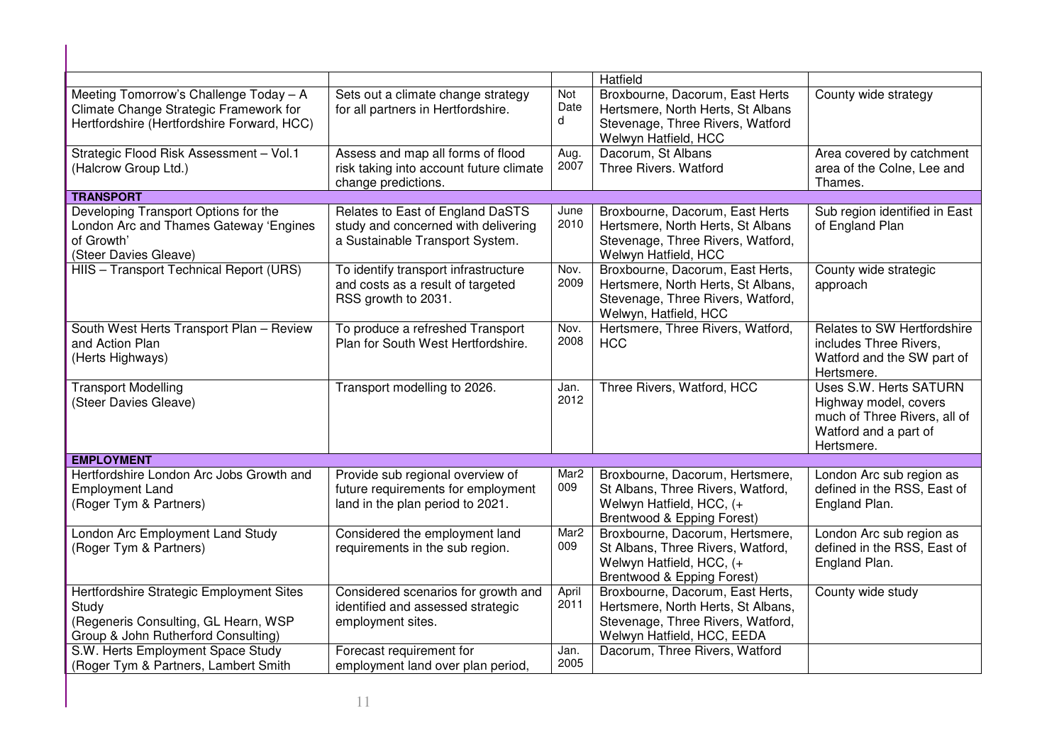| | | | Hatfield | |
|---|---|---|---|---|
| Meeting Tomorrow's Challenge Today – A Climate Change Strategic Framework for Hertfordshire (Hertfordshire Forward, HCC) | Sets out a climate change strategy for all partners in Hertfordshire. | Not Dated | Broxbourne, Dacorum, East Herts Hertsmere, North Herts, St Albans Stevenage, Three Rivers, Watford Welwyn Hatfield, HCC | County wide strategy |
| Strategic Flood Risk Assessment – Vol.1 (Halcrow Group Ltd.) | Assess and map all forms of flood risk taking into account future climate change predictions. | Aug. 2007 | Dacorum, St Albans Three Rivers. Watford | Area covered by catchment area of the Colne, Lee and Thames. |
| **TRANSPORT** | | | | |
| Developing Transport Options for the London Arc and Thames Gateway 'Engines of Growth' (Steer Davies Gleave) | Relates to East of England DaSTS study and concerned with delivering a Sustainable Transport System. | June 2010 | Broxbourne, Dacorum, East Herts Hertsmere, North Herts, St Albans Stevenage, Three Rivers, Watford, Welwyn Hatfield, HCC | Sub region identified in East of England Plan |
| HIIS – Transport Technical Report (URS) | To identify transport infrastructure and costs as a result of targeted RSS growth to 2031. | Nov. 2009 | Broxbourne, Dacorum, East Herts, Hertsmere, North Herts, St Albans, Stevenage, Three Rivers, Watford, Welwyn, Hatfield, HCC | County wide strategic approach |
| South West Herts Transport Plan – Review and Action Plan (Herts Highways) | To produce a refreshed Transport Plan for South West Hertfordshire. | Nov. 2008 | Hertsmere, Three Rivers, Watford, HCC | Relates to SW Hertfordshire includes Three Rivers, Watford and the SW part of Hertsmere. |
| Transport Modelling (Steer Davies Gleave) | Transport modelling to 2026. | Jan. 2012 | Three Rivers, Watford, HCC | Uses S.W. Herts SATURN Highway model, covers much of Three Rivers, all of Watford and a part of Hertsmere. |
| **EMPLOYMENT** | | | | |
| Hertfordshire London Arc Jobs Growth and Employment Land (Roger Tym & Partners) | Provide sub regional overview of future requirements for employment land in the plan period to 2021. | Mar2009 | Broxbourne, Dacorum, Hertsmere, St Albans, Three Rivers, Watford, Welwyn Hatfield, HCC, (+ Brentwood & Epping Forest) | London Arc sub region as defined in the RSS, East of England Plan. |
| London Arc Employment Land Study (Roger Tym & Partners) | Considered the employment land requirements in the sub region. | Mar2009 | Broxbourne, Dacorum, Hertsmere, St Albans, Three Rivers, Watford, Welwyn Hatfield, HCC, (+ Brentwood & Epping Forest) | London Arc sub region as defined in the RSS, East of England Plan. |
| Hertfordshire Strategic Employment Sites Study (Regeneris Consulting, GL Hearn, WSP Group & John Rutherford Consulting) | Considered scenarios for growth and identified and assessed strategic employment sites. | April 2011 | Broxbourne, Dacorum, East Herts, Hertsmere, North Herts, St Albans, Stevenage, Three Rivers, Watford, Welwyn Hatfield, HCC, EEDA | County wide study |
| S.W. Herts Employment Space Study (Roger Tym & Partners, Lambert Smith | Forecast requirement for employment land over plan period, | Jan. 2005 | Dacorum, Three Rivers, Watford | |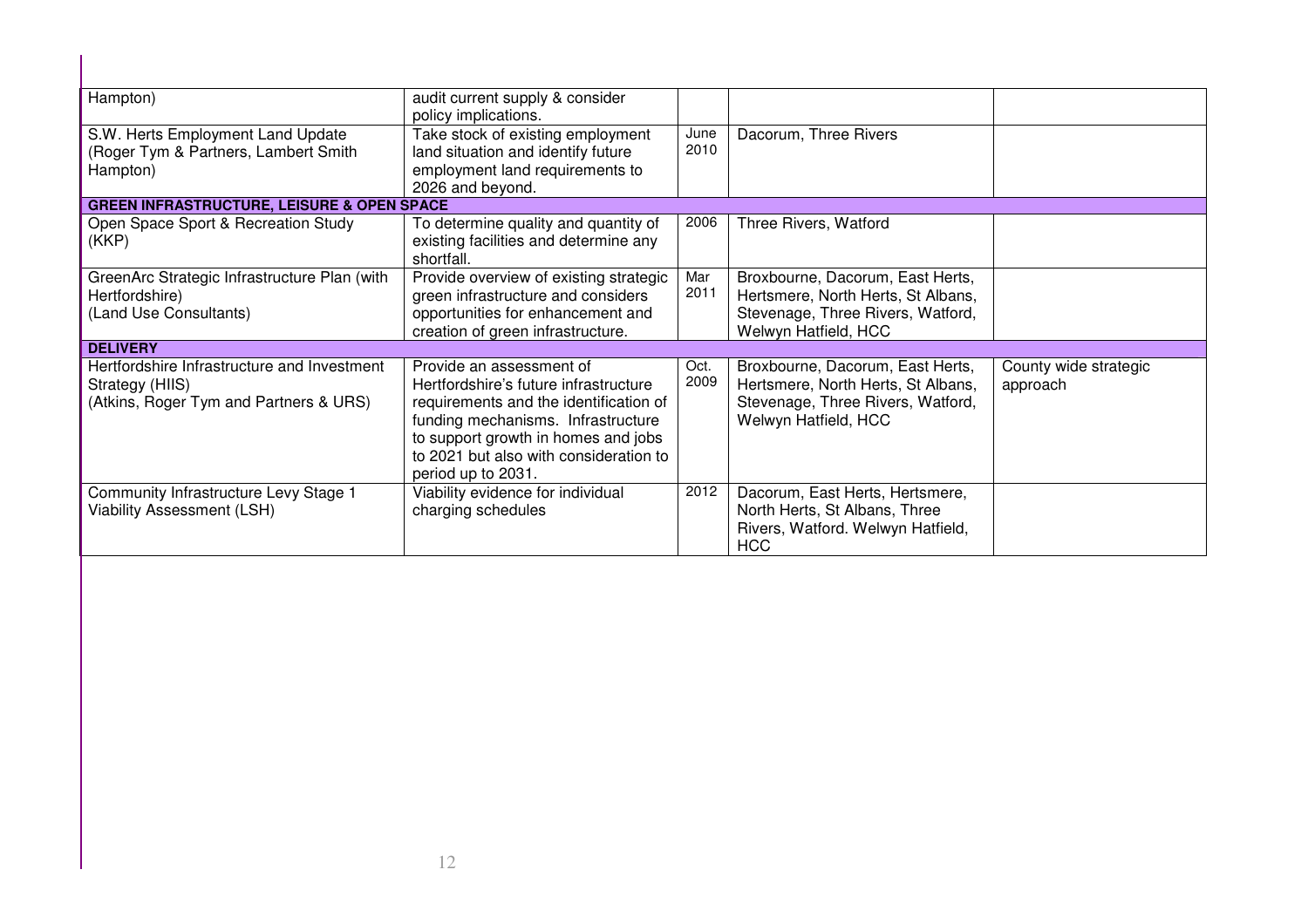| | | | | |
|---|---|---|---|---|
| Hampton) | audit current supply & consider policy implications. | | | |
| S.W. Herts Employment Land Update (Roger Tym & Partners, Lambert Smith Hampton) | Take stock of existing employment land situation and identify future employment land requirements to 2026 and beyond. | June 2010 | Dacorum, Three Rivers | |
| **GREEN INFRASTRUCTURE, LEISURE & OPEN SPACE** | | | | |
| Open Space Sport & Recreation Study (KKP) | To determine quality and quantity of existing facilities and determine any shortfall. | 2006 | Three Rivers, Watford | |
| GreenArc Strategic Infrastructure Plan (with Hertfordshire) (Land Use Consultants) | Provide overview of existing strategic green infrastructure and considers opportunities for enhancement and creation of green infrastructure. | Mar 2011 | Broxbourne, Dacorum, East Herts, Hertsmere, North Herts, St Albans, Stevenage, Three Rivers, Watford, Welwyn Hatfield, HCC | |
| **DELIVERY** | | | | |
| Hertfordshire Infrastructure and Investment Strategy (HIIS) (Atkins, Roger Tym and Partners & URS) | Provide an assessment of Hertfordshire's future infrastructure requirements and the identification of funding mechanisms. Infrastructure to support growth in homes and jobs to 2021 but also with consideration to period up to 2031. | Oct. 2009 | Broxbourne, Dacorum, East Herts, Hertsmere, North Herts, St Albans, Stevenage, Three Rivers, Watford, Welwyn Hatfield, HCC | County wide strategic approach |
| Community Infrastructure Levy Stage 1 Viability Assessment (LSH) | Viability evidence for individual charging schedules | 2012 | Dacorum, East Herts, Hertsmere, North Herts, St Albans, Three Rivers, Watford. Welwyn Hatfield, HCC | |